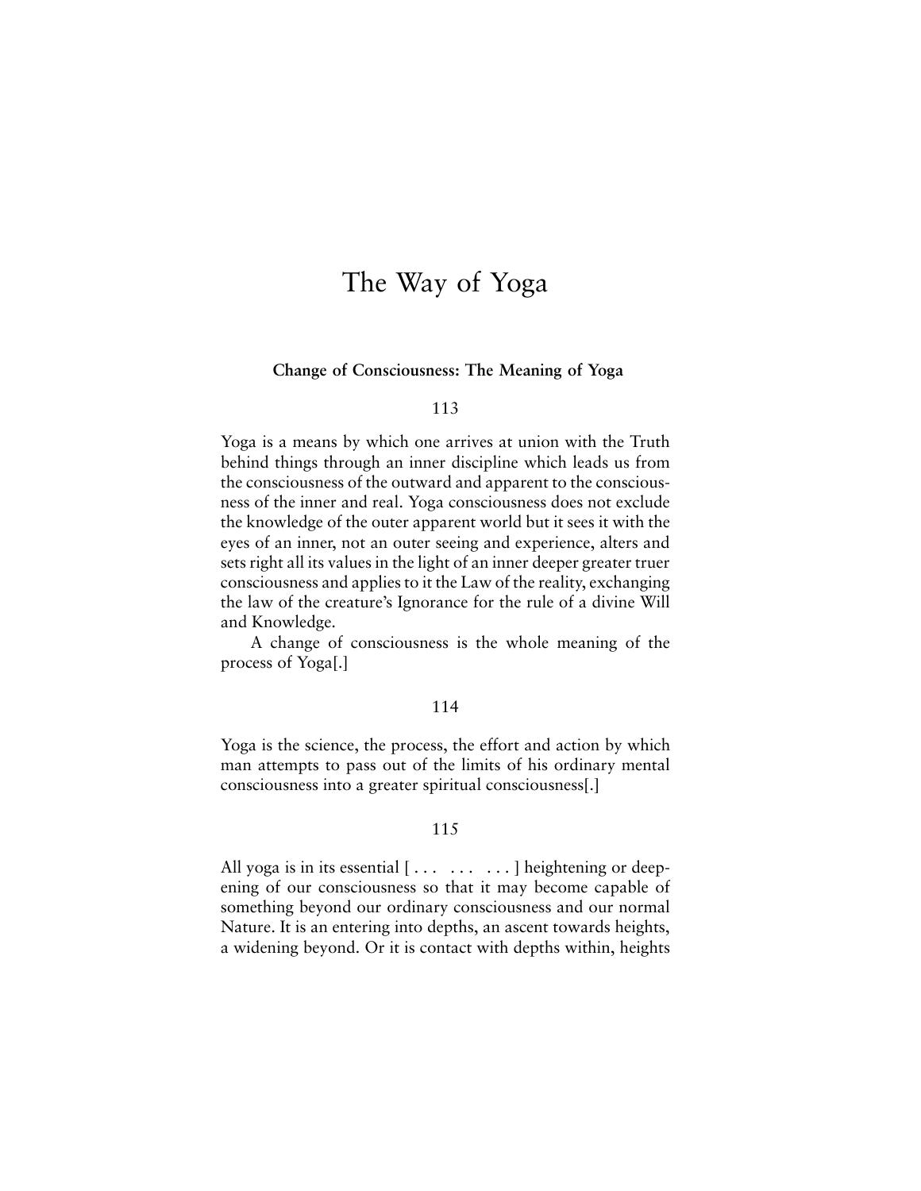# The Way of Yoga

### Change of Consciousness: The Meaning of Yoga

113

Yoga is a means by which one arrives at union with the Truth behind things through an inner discipline which leads us from the consciousness of the outward and apparent to the consciousness of the inner and real. Yoga consciousness does not exclude the knowledge of the outer apparent world but it sees it with the eyes of an inner, not an outer seeing and experience, alters and sets right all its values in the light of an inner deeper greater truer consciousness and applies to it the Law of the reality, exchanging the law of the creature's Ignorance for the rule of a divine Will and Knowledge.

A change of consciousness is the whole meaning of the process of Yoga[.]

114

Yoga is the science, the process, the effort and action by which man attempts to pass out of the limits of his ordinary mental consciousness into a greater spiritual consciousness[.]

115

All yoga is in its essential [ . . .   . . .   . . . ] heightening or deepening of our consciousness so that it may become capable of something beyond our ordinary consciousness and our normal Nature. It is an entering into depths, an ascent towards heights, a widening beyond. Or it is contact with depths within, heights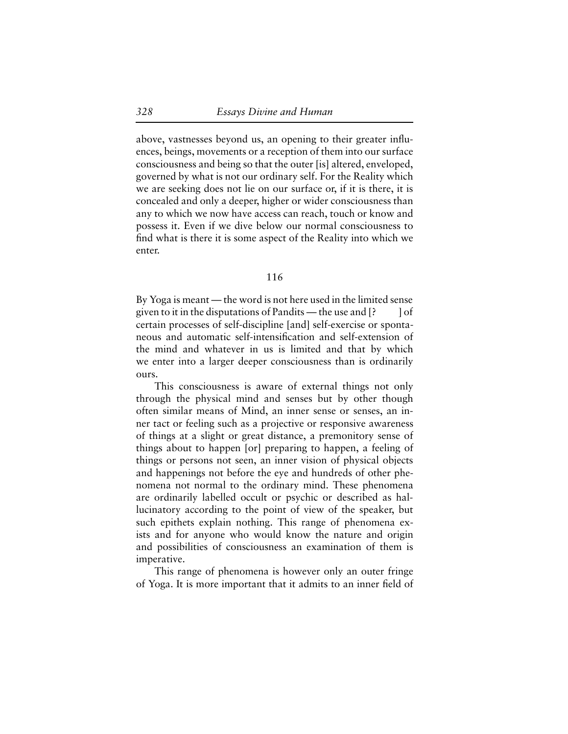above, vastnesses beyond us, an opening to their greater influences, beings, movements or a reception of them into our surface consciousness and being so that the outer [is] altered, enveloped, governed by what is not our ordinary self. For the Reality which we are seeking does not lie on our surface or, if it is there, it is concealed and only a deeper, higher or wider consciousness than any to which we now have access can reach, touch or know and possess it. Even if we dive below our normal consciousness to find what is there it is some aspect of the Reality into which we enter.

## 116

By Yoga is meant — the word is not here used in the limited sense given to it in the disputations of Pandits — the use and [?      ] of certain processes of self-discipline [and] self-exercise or spontaneous and automatic self-intensification and self-extension of the mind and whatever in us is limited and that by which we enter into a larger deeper consciousness than is ordinarily ours.

This consciousness is aware of external things not only through the physical mind and senses but by other though often similar means of Mind, an inner sense or senses, an inner tact or feeling such as a projective or responsive awareness of things at a slight or great distance, a premonitory sense of things about to happen [or] preparing to happen, a feeling of things or persons not seen, an inner vision of physical objects and happenings not before the eye and hundreds of other phenomena not normal to the ordinary mind. These phenomena are ordinarily labelled occult or psychic or described as hallucinatory according to the point of view of the speaker, but such epithets explain nothing. This range of phenomena exists and for anyone who would know the nature and origin and possibilities of consciousness an examination of them is imperative.

This range of phenomena is however only an outer fringe of Yoga. It is more important that it admits to an inner field of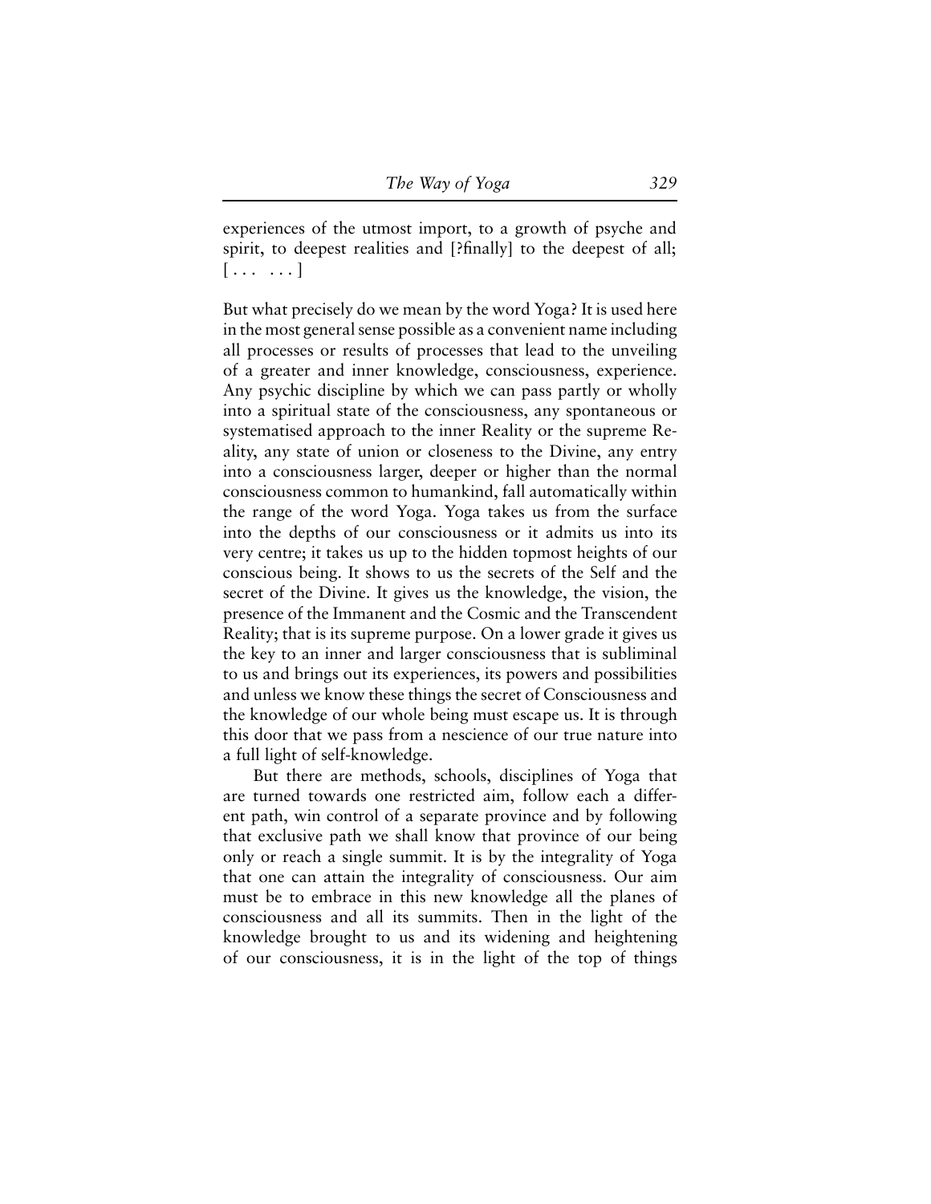experiences of the utmost import, to a growth of psyche and spirit, to deepest realities and [?finally] to the deepest of all; [ . . .   . . . ]

But what precisely do we mean by the word Yoga? It is used here in the most general sense possible as a convenient name including all processes or results of processes that lead to the unveiling of a greater and inner knowledge, consciousness, experience. Any psychic discipline by which we can pass partly or wholly into a spiritual state of the consciousness, any spontaneous or systematised approach to the inner Reality or the supreme Reality, any state of union or closeness to the Divine, any entry into a consciousness larger, deeper or higher than the normal consciousness common to humankind, fall automatically within the range of the word Yoga. Yoga takes us from the surface into the depths of our consciousness or it admits us into its very centre; it takes us up to the hidden topmost heights of our conscious being. It shows to us the secrets of the Self and the secret of the Divine. It gives us the knowledge, the vision, the presence of the Immanent and the Cosmic and the Transcendent Reality; that is its supreme purpose. On a lower grade it gives us the key to an inner and larger consciousness that is subliminal to us and brings out its experiences, its powers and possibilities and unless we know these things the secret of Consciousness and the knowledge of our whole being must escape us. It is through this door that we pass from a nescience of our true nature into a full light of self-knowledge.

But there are methods, schools, disciplines of Yoga that are turned towards one restricted aim, follow each a different path, win control of a separate province and by following that exclusive path we shall know that province of our being only or reach a single summit. It is by the integrality of Yoga that one can attain the integrality of consciousness. Our aim must be to embrace in this new knowledge all the planes of consciousness and all its summits. Then in the light of the knowledge brought to us and its widening and heightening of our consciousness, it is in the light of the top of things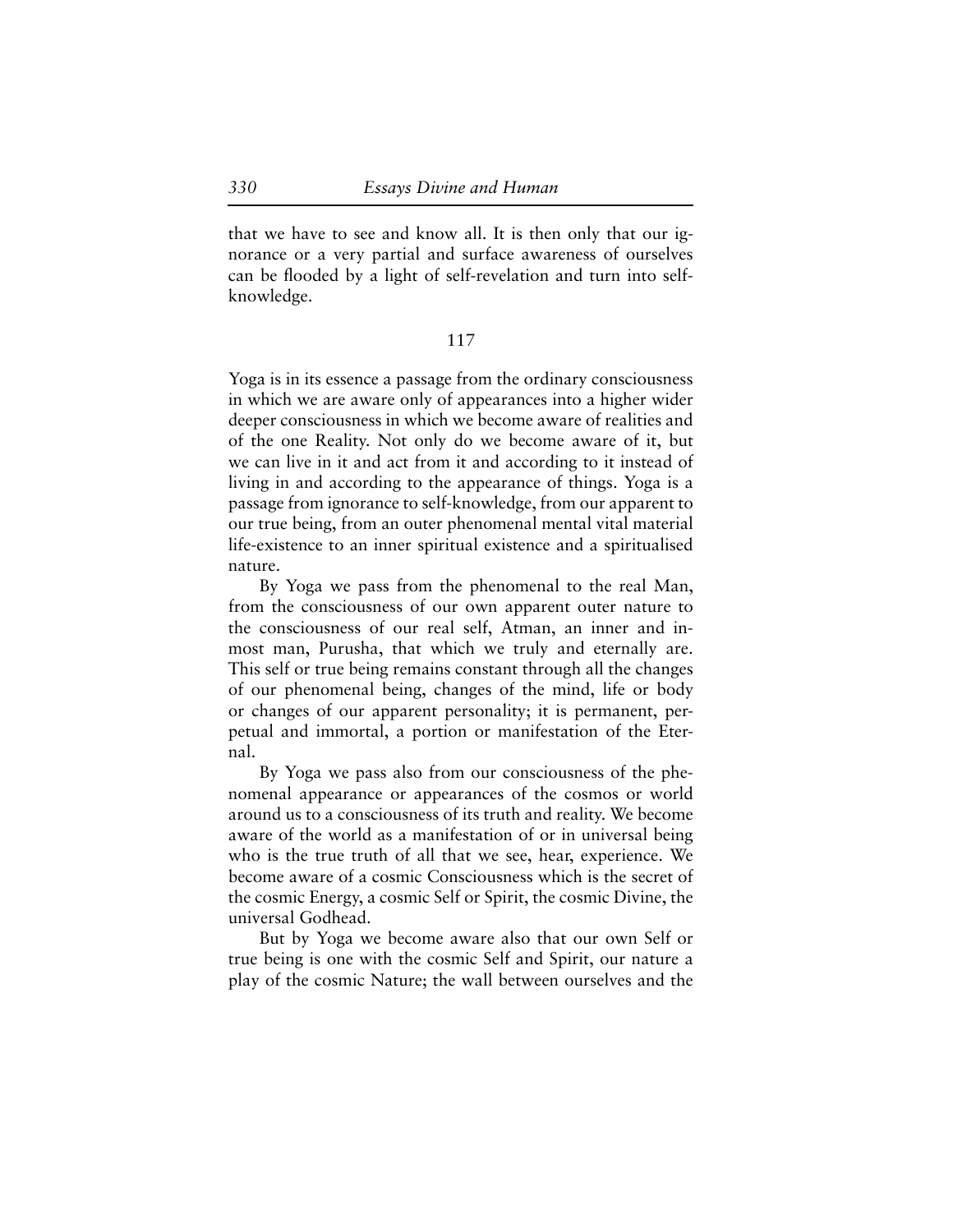that we have to see and know all. It is then only that our ignorance or a very partial and surface awareness of ourselves can be flooded by a light of self-revelation and turn into self-knowledge.

117

Yoga is in its essence a passage from the ordinary consciousness in which we are aware only of appearances into a higher wider deeper consciousness in which we become aware of realities and of the one Reality. Not only do we become aware of it, but we can live in it and act from it and according to it instead of living in and according to the appearance of things. Yoga is a passage from ignorance to self-knowledge, from our apparent to our true being, from an outer phenomenal mental vital material life-existence to an inner spiritual existence and a spiritualised nature.

By Yoga we pass from the phenomenal to the real Man, from the consciousness of our own apparent outer nature to the consciousness of our real self, Atman, an inner and inmost man, Purusha, that which we truly and eternally are. This self or true being remains constant through all the changes of our phenomenal being, changes of the mind, life or body or changes of our apparent personality; it is permanent, perpetual and immortal, a portion or manifestation of the Eternal.

By Yoga we pass also from our consciousness of the phenomenal appearance or appearances of the cosmos or world around us to a consciousness of its truth and reality. We become aware of the world as a manifestation of or in universal being who is the true truth of all that we see, hear, experience. We become aware of a cosmic Consciousness which is the secret of the cosmic Energy, a cosmic Self or Spirit, the cosmic Divine, the universal Godhead.

But by Yoga we become aware also that our own Self or true being is one with the cosmic Self and Spirit, our nature a play of the cosmic Nature; the wall between ourselves and the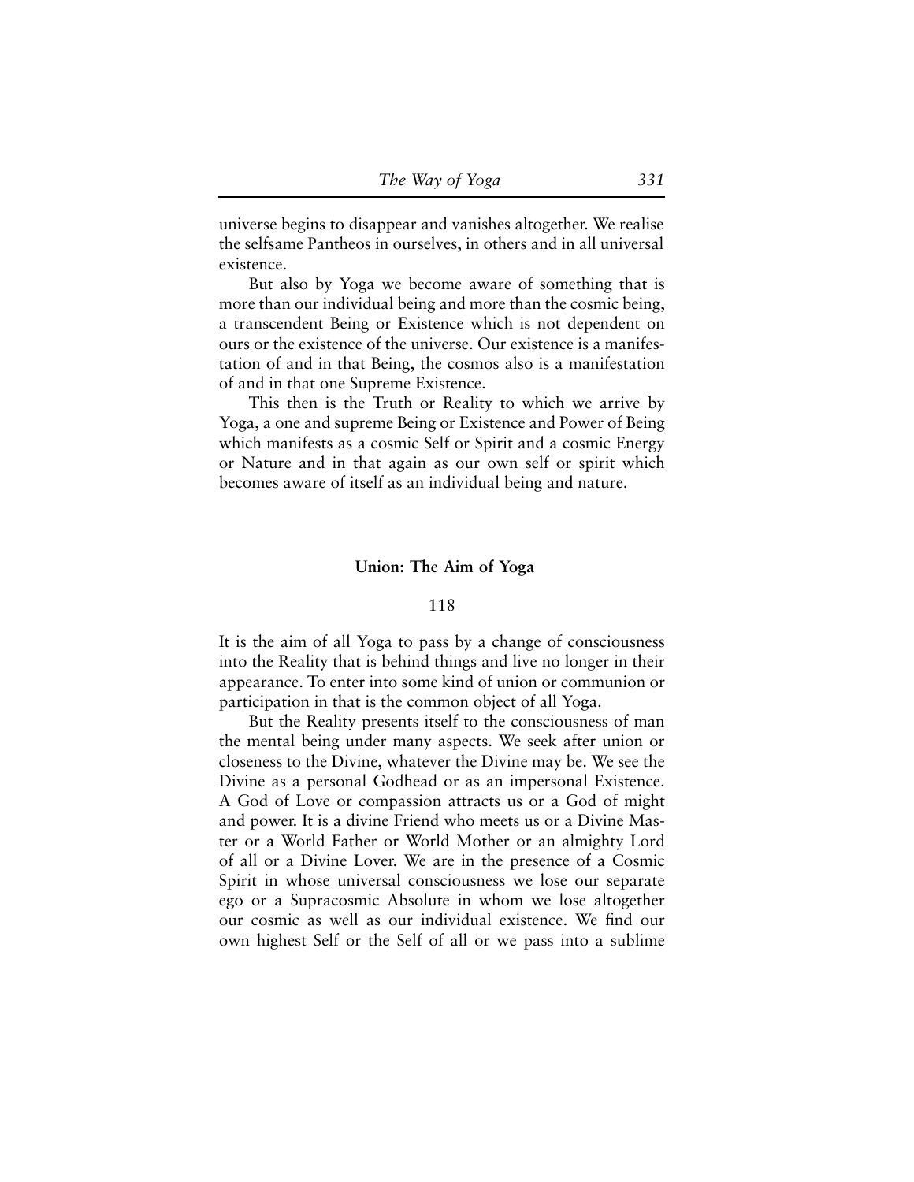universe begins to disappear and vanishes altogether. We realise the selfsame Pantheos in ourselves, in others and in all universal existence.

But also by Yoga we become aware of something that is more than our individual being and more than the cosmic being, a transcendent Being or Existence which is not dependent on ours or the existence of the universe. Our existence is a manifestation of and in that Being, the cosmos also is a manifestation of and in that one Supreme Existence.

This then is the Truth or Reality to which we arrive by Yoga, a one and supreme Being or Existence and Power of Being which manifests as a cosmic Self or Spirit and a cosmic Energy or Nature and in that again as our own self or spirit which becomes aware of itself as an individual being and nature.

## Union: The Aim of Yoga

### 118

It is the aim of all Yoga to pass by a change of consciousness into the Reality that is behind things and live no longer in their appearance. To enter into some kind of union or communion or participation in that is the common object of all Yoga.

But the Reality presents itself to the consciousness of man the mental being under many aspects. We seek after union or closeness to the Divine, whatever the Divine may be. We see the Divine as a personal Godhead or as an impersonal Existence. A God of Love or compassion attracts us or a God of might and power. It is a divine Friend who meets us or a Divine Master or a World Father or World Mother or an almighty Lord of all or a Divine Lover. We are in the presence of a Cosmic Spirit in whose universal consciousness we lose our separate ego or a Supracosmic Absolute in whom we lose altogether our cosmic as well as our individual existence. We find our own highest Self or the Self of all or we pass into a sublime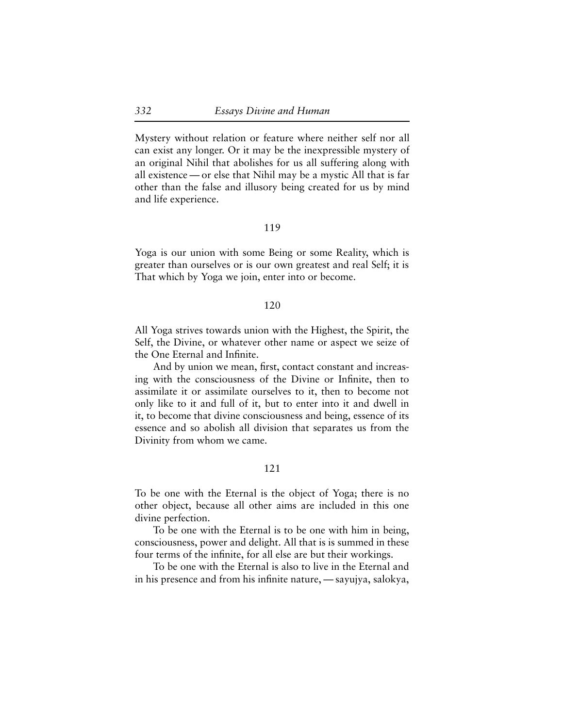Mystery without relation or feature where neither self nor all can exist any longer. Or it may be the inexpressible mystery of an original Nihil that abolishes for us all suffering along with all existence — or else that Nihil may be a mystic All that is far other than the false and illusory being created for us by mind and life experience.

119

Yoga is our union with some Being or some Reality, which is greater than ourselves or is our own greatest and real Self; it is That which by Yoga we join, enter into or become.

120

All Yoga strives towards union with the Highest, the Spirit, the Self, the Divine, or whatever other name or aspect we seize of the One Eternal and Infinite.

And by union we mean, first, contact constant and increasing with the consciousness of the Divine or Infinite, then to assimilate it or assimilate ourselves to it, then to become not only like to it and full of it, but to enter into it and dwell in it, to become that divine consciousness and being, essence of its essence and so abolish all division that separates us from the Divinity from whom we came.

121

To be one with the Eternal is the object of Yoga; there is no other object, because all other aims are included in this one divine perfection.

To be one with the Eternal is to be one with him in being, consciousness, power and delight. All that is is summed in these four terms of the infinite, for all else are but their workings.

To be one with the Eternal is also to live in the Eternal and in his presence and from his infinite nature, — sayujya, salokya,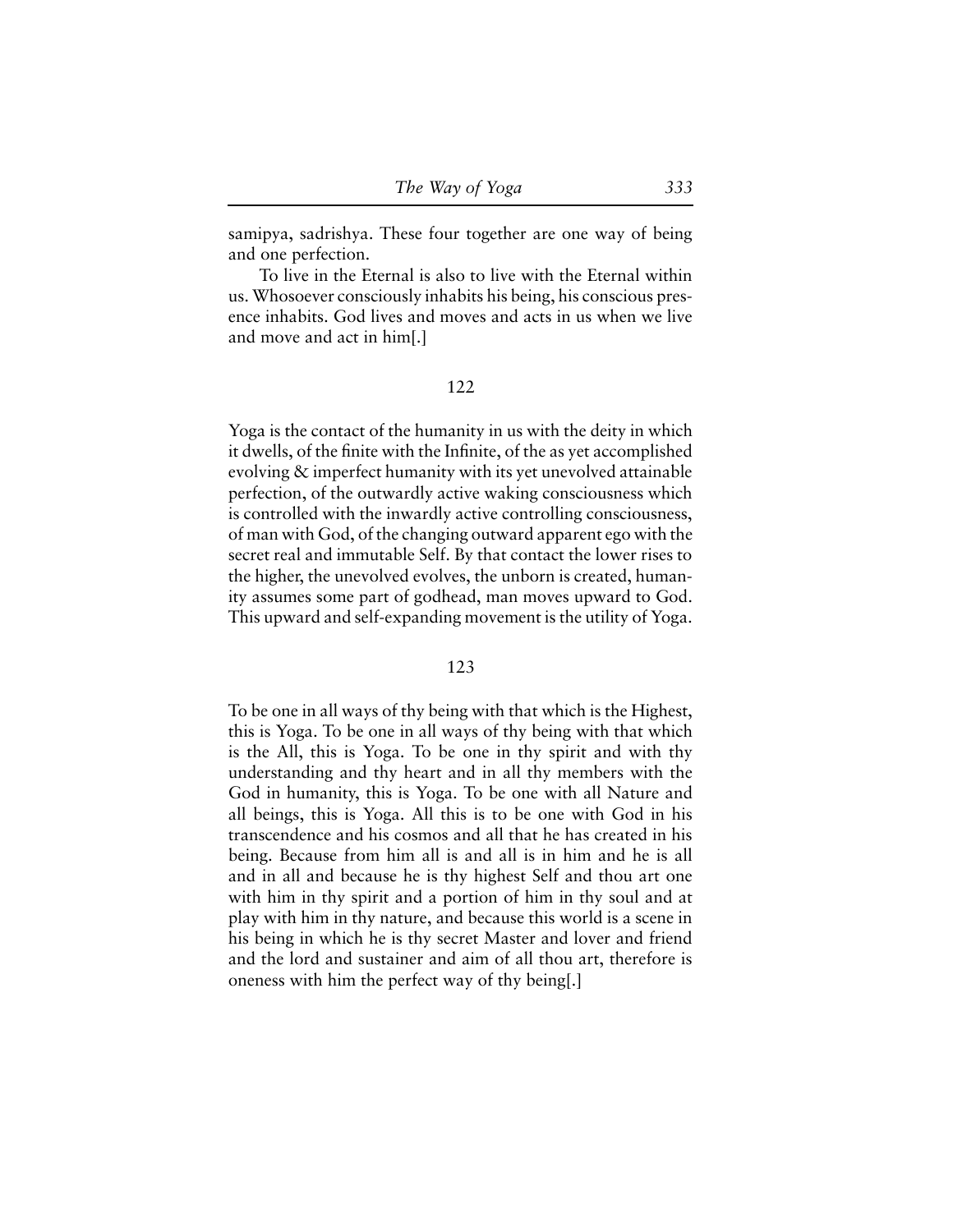samipya, sadrishya. These four together are one way of being and one perfection.

To live in the Eternal is also to live with the Eternal within us. Whosoever consciously inhabits his being, his conscious presence inhabits. God lives and moves and acts in us when we live and move and act in him[.]

122

Yoga is the contact of the humanity in us with the deity in which it dwells, of the finite with the Infinite, of the as yet accomplished evolving & imperfect humanity with its yet unevolved attainable perfection, of the outwardly active waking consciousness which is controlled with the inwardly active controlling consciousness, of man with God, of the changing outward apparent ego with the secret real and immutable Self. By that contact the lower rises to the higher, the unevolved evolves, the unborn is created, humanity assumes some part of godhead, man moves upward to God. This upward and self-expanding movement is the utility of Yoga.

123

To be one in all ways of thy being with that which is the Highest, this is Yoga. To be one in all ways of thy being with that which is the All, this is Yoga. To be one in thy spirit and with thy understanding and thy heart and in all thy members with the God in humanity, this is Yoga. To be one with all Nature and all beings, this is Yoga. All this is to be one with God in his transcendence and his cosmos and all that he has created in his being. Because from him all is and all is in him and he is all and in all and because he is thy highest Self and thou art one with him in thy spirit and a portion of him in thy soul and at play with him in thy nature, and because this world is a scene in his being in which he is thy secret Master and lover and friend and the lord and sustainer and aim of all thou art, therefore is oneness with him the perfect way of thy being[.]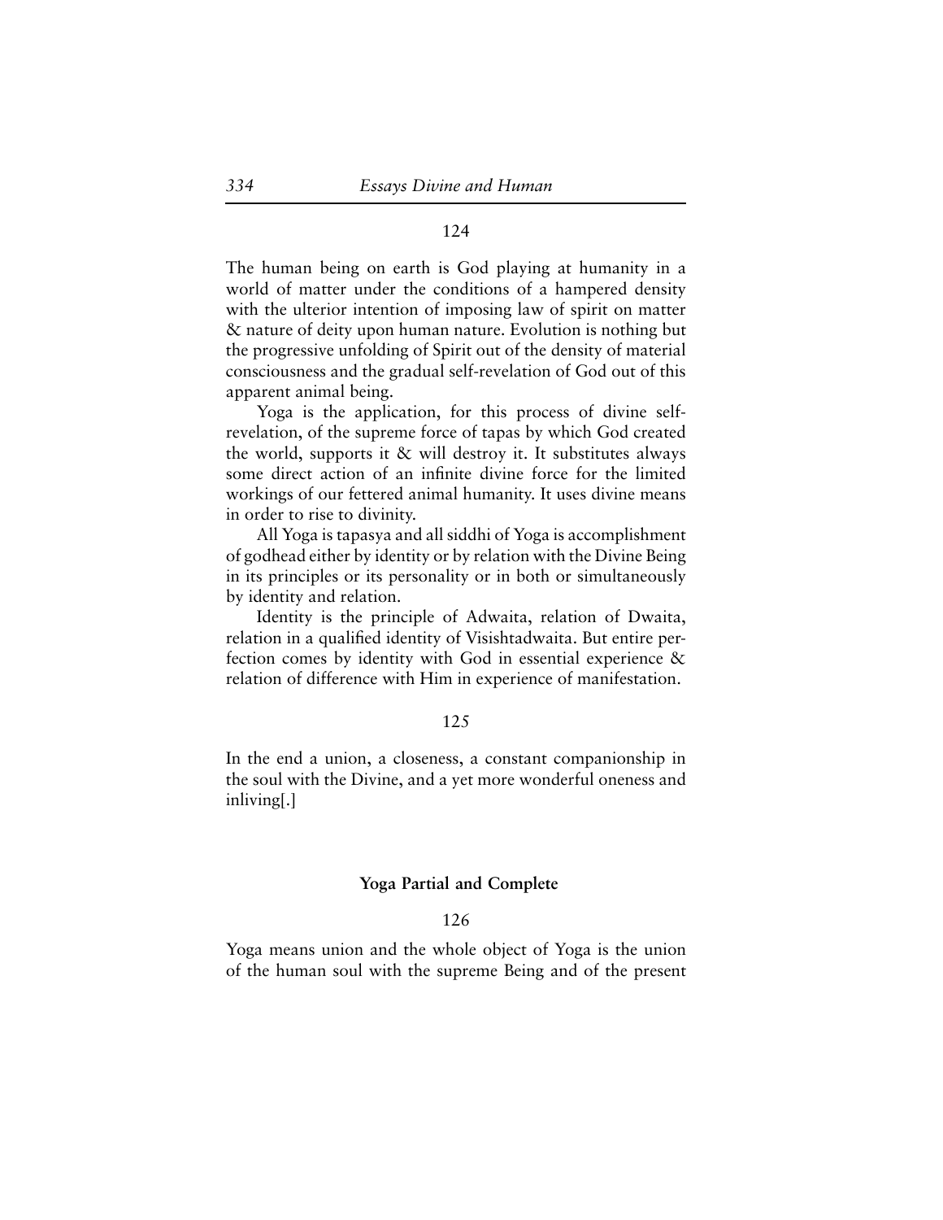124

The human being on earth is God playing at humanity in a world of matter under the conditions of a hampered density with the ulterior intention of imposing law of spirit on matter & nature of deity upon human nature. Evolution is nothing but the progressive unfolding of Spirit out of the density of material consciousness and the gradual self-revelation of God out of this apparent animal being.

Yoga is the application, for this process of divine self-revelation, of the supreme force of tapas by which God created the world, supports it & will destroy it. It substitutes always some direct action of an infinite divine force for the limited workings of our fettered animal humanity. It uses divine means in order to rise to divinity.

All Yoga is tapasya and all siddhi of Yoga is accomplishment of godhead either by identity or by relation with the Divine Being in its principles or its personality or in both or simultaneously by identity and relation.

Identity is the principle of Adwaita, relation of Dwaita, relation in a qualified identity of Visishtadwaita. But entire perfection comes by identity with God in essential experience & relation of difference with Him in experience of manifestation.

125

In the end a union, a closeness, a constant companionship in the soul with the Divine, and a yet more wonderful oneness and inliving[.]

### Yoga Partial and Complete

126

Yoga means union and the whole object of Yoga is the union of the human soul with the supreme Being and of the present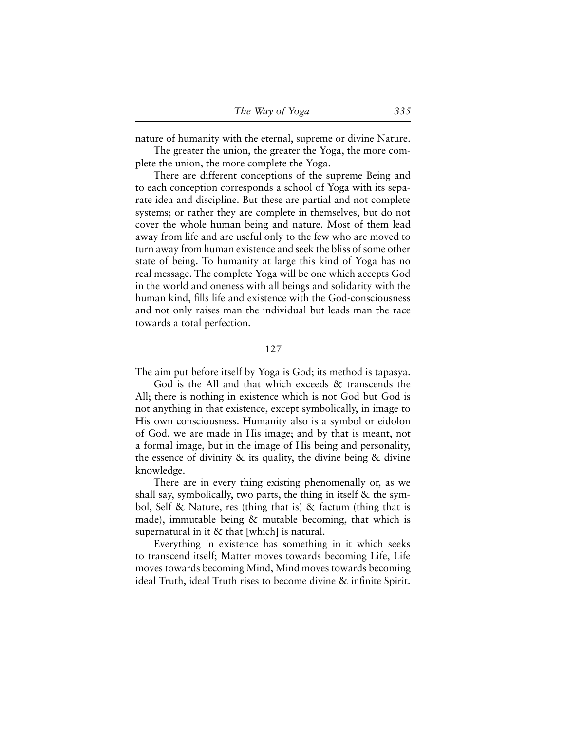nature of humanity with the eternal, supreme or divine Nature.

The greater the union, the greater the Yoga, the more complete the union, the more complete the Yoga.

There are different conceptions of the supreme Being and to each conception corresponds a school of Yoga with its separate idea and discipline. But these are partial and not complete systems; or rather they are complete in themselves, but do not cover the whole human being and nature. Most of them lead away from life and are useful only to the few who are moved to turn away from human existence and seek the bliss of some other state of being. To humanity at large this kind of Yoga has no real message. The complete Yoga will be one which accepts God in the world and oneness with all beings and solidarity with the human kind, fills life and existence with the God-consciousness and not only raises man the individual but leads man the race towards a total perfection.

127

The aim put before itself by Yoga is God; its method is tapasya.

God is the All and that which exceeds & transcends the All; there is nothing in existence which is not God but God is not anything in that existence, except symbolically, in image to His own consciousness. Humanity also is a symbol or eidolon of God, we are made in His image; and by that is meant, not a formal image, but in the image of His being and personality, the essence of divinity & its quality, the divine being & divine knowledge.

There are in every thing existing phenomenally or, as we shall say, symbolically, two parts, the thing in itself & the symbol, Self & Nature, res (thing that is) & factum (thing that is made), immutable being & mutable becoming, that which is supernatural in it & that [which] is natural.

Everything in existence has something in it which seeks to transcend itself; Matter moves towards becoming Life, Life moves towards becoming Mind, Mind moves towards becoming ideal Truth, ideal Truth rises to become divine & infinite Spirit.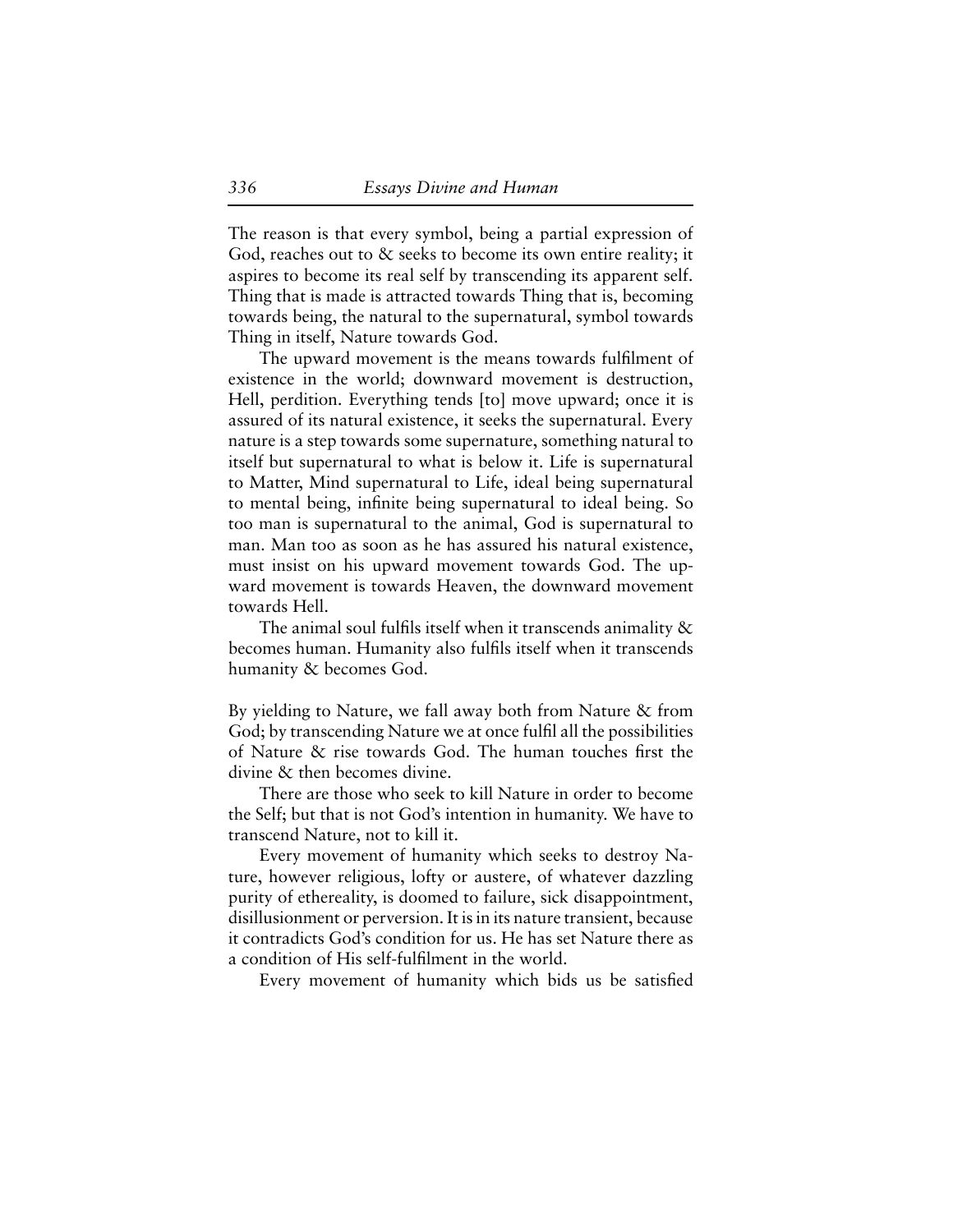The reason is that every symbol, being a partial expression of God, reaches out to & seeks to become its own entire reality; it aspires to become its real self by transcending its apparent self. Thing that is made is attracted towards Thing that is, becoming towards being, the natural to the supernatural, symbol towards Thing in itself, Nature towards God.

The upward movement is the means towards fulfilment of existence in the world; downward movement is destruction, Hell, perdition. Everything tends [to] move upward; once it is assured of its natural existence, it seeks the supernatural. Every nature is a step towards some supernature, something natural to itself but supernatural to what is below it. Life is supernatural to Matter, Mind supernatural to Life, ideal being supernatural to mental being, infinite being supernatural to ideal being. So too man is supernatural to the animal, God is supernatural to man. Man too as soon as he has assured his natural existence, must insist on his upward movement towards God. The upward movement is towards Heaven, the downward movement towards Hell.

The animal soul fulfils itself when it transcends animality & becomes human. Humanity also fulfils itself when it transcends humanity & becomes God.

By yielding to Nature, we fall away both from Nature & from God; by transcending Nature we at once fulfil all the possibilities of Nature & rise towards God. The human touches first the divine & then becomes divine.

There are those who seek to kill Nature in order to become the Self; but that is not God's intention in humanity. We have to transcend Nature, not to kill it.

Every movement of humanity which seeks to destroy Nature, however religious, lofty or austere, of whatever dazzling purity of ethereality, is doomed to failure, sick disappointment, disillusionment or perversion. It is in its nature transient, because it contradicts God's condition for us. He has set Nature there as a condition of His self-fulfilment in the world.

Every movement of humanity which bids us be satisfied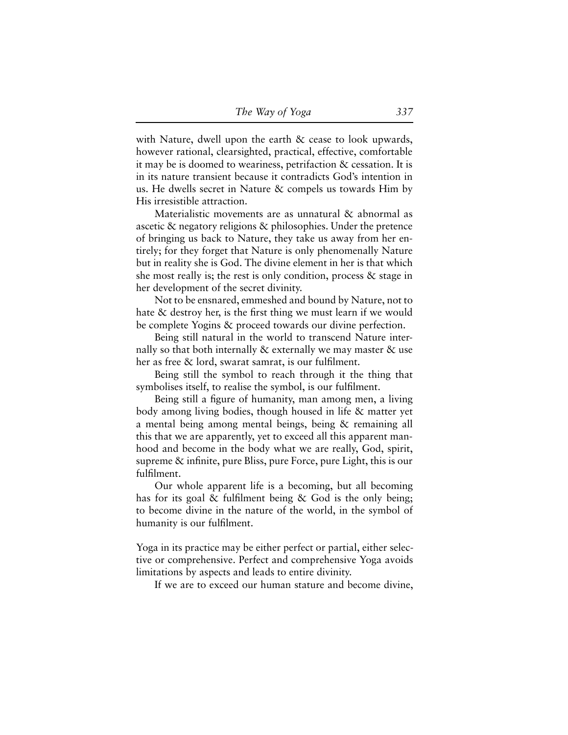with Nature, dwell upon the earth & cease to look upwards, however rational, clearsighted, practical, effective, comfortable it may be is doomed to weariness, petrifaction & cessation. It is in its nature transient because it contradicts God's intention in us. He dwells secret in Nature & compels us towards Him by His irresistible attraction.

Materialistic movements are as unnatural & abnormal as ascetic & negatory religions & philosophies. Under the pretence of bringing us back to Nature, they take us away from her entirely; for they forget that Nature is only phenomenally Nature but in reality she is God. The divine element in her is that which she most really is; the rest is only condition, process & stage in her development of the secret divinity.

Not to be ensnared, emmeshed and bound by Nature, not to hate & destroy her, is the first thing we must learn if we would be complete Yogins & proceed towards our divine perfection.

Being still natural in the world to transcend Nature internally so that both internally & externally we may master & use her as free & lord, swarat samrat, is our fulfilment.

Being still the symbol to reach through it the thing that symbolises itself, to realise the symbol, is our fulfilment.

Being still a figure of humanity, man among men, a living body among living bodies, though housed in life & matter yet a mental being among mental beings, being & remaining all this that we are apparently, yet to exceed all this apparent manhood and become in the body what we are really, God, spirit, supreme & infinite, pure Bliss, pure Force, pure Light, this is our fulfilment.

Our whole apparent life is a becoming, but all becoming has for its goal & fulfilment being & God is the only being; to become divine in the nature of the world, in the symbol of humanity is our fulfilment.

Yoga in its practice may be either perfect or partial, either selective or comprehensive. Perfect and comprehensive Yoga avoids limitations by aspects and leads to entire divinity.

If we are to exceed our human stature and become divine,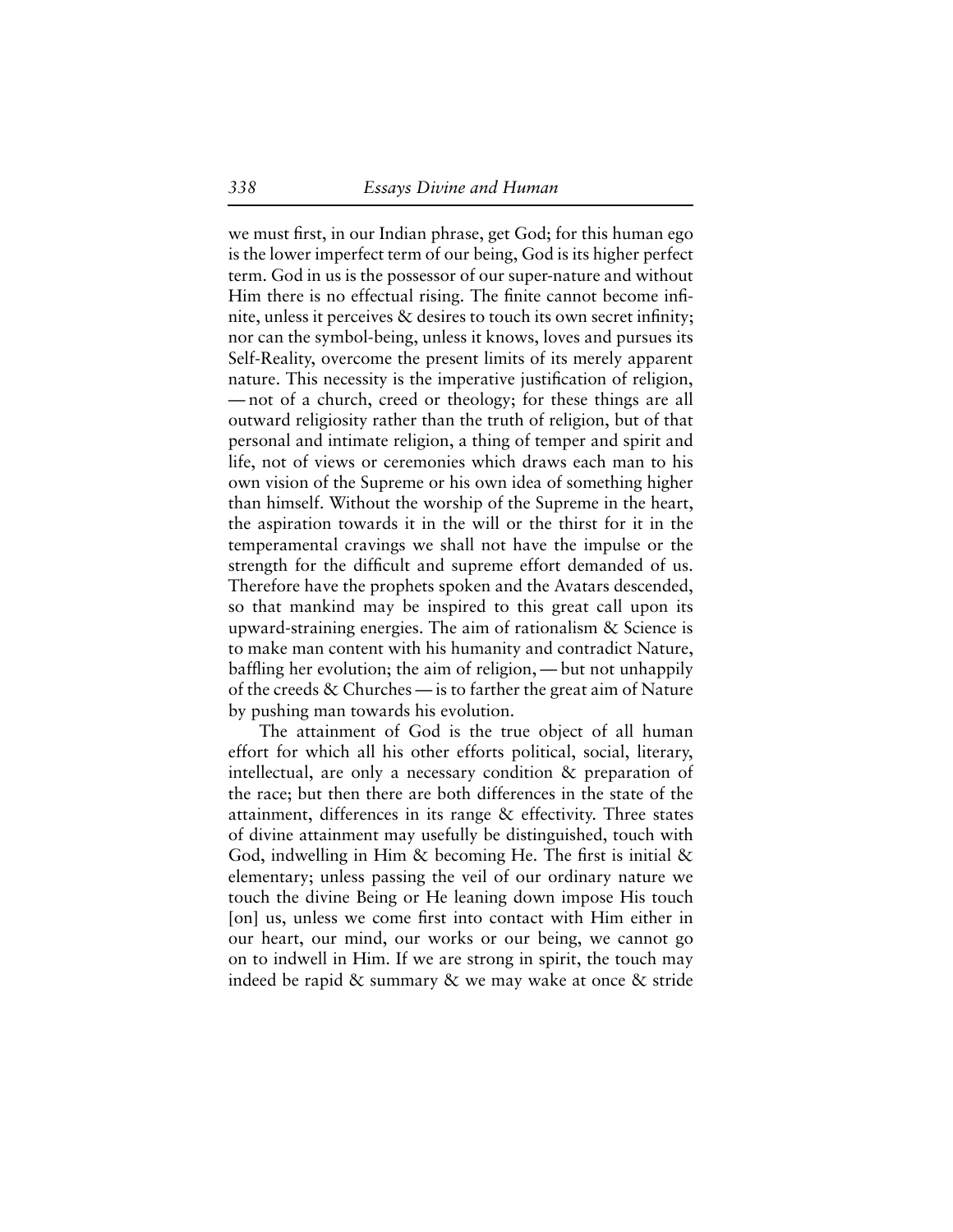we must first, in our Indian phrase, get God; for this human ego is the lower imperfect term of our being, God is its higher perfect term. God in us is the possessor of our super-nature and without Him there is no effectual rising. The finite cannot become infinite, unless it perceives & desires to touch its own secret infinity; nor can the symbol-being, unless it knows, loves and pursues its Self-Reality, overcome the present limits of its merely apparent nature. This necessity is the imperative justification of religion, — not of a church, creed or theology; for these things are all outward religiosity rather than the truth of religion, but of that personal and intimate religion, a thing of temper and spirit and life, not of views or ceremonies which draws each man to his own vision of the Supreme or his own idea of something higher than himself. Without the worship of the Supreme in the heart, the aspiration towards it in the will or the thirst for it in the temperamental cravings we shall not have the impulse or the strength for the difficult and supreme effort demanded of us. Therefore have the prophets spoken and the Avatars descended, so that mankind may be inspired to this great call upon its upward-straining energies. The aim of rationalism & Science is to make man content with his humanity and contradict Nature, baffling her evolution; the aim of religion, — but not unhappily of the creeds & Churches — is to farther the great aim of Nature by pushing man towards his evolution.

The attainment of God is the true object of all human effort for which all his other efforts political, social, literary, intellectual, are only a necessary condition & preparation of the race; but then there are both differences in the state of the attainment, differences in its range & effectivity. Three states of divine attainment may usefully be distinguished, touch with God, indwelling in Him & becoming He. The first is initial & elementary; unless passing the veil of our ordinary nature we touch the divine Being or He leaning down impose His touch [on] us, unless we come first into contact with Him either in our heart, our mind, our works or our being, we cannot go on to indwell in Him. If we are strong in spirit, the touch may indeed be rapid & summary & we may wake at once & stride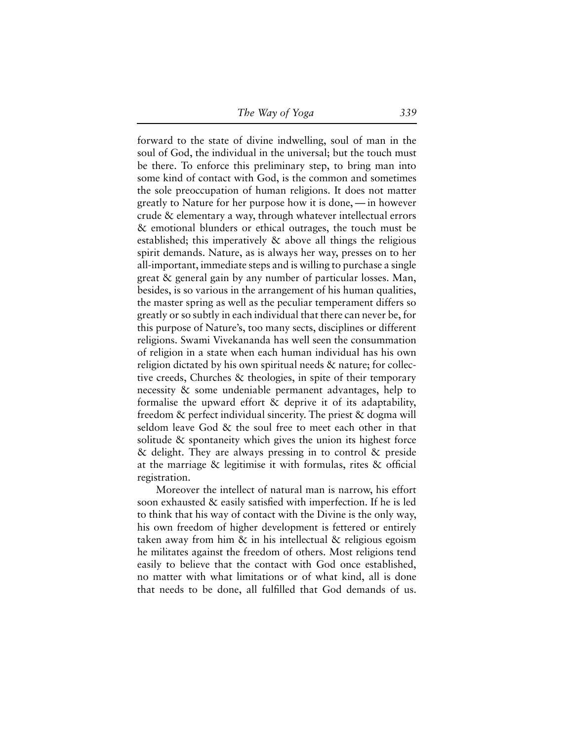forward to the state of divine indwelling, soul of man in the soul of God, the individual in the universal; but the touch must be there. To enforce this preliminary step, to bring man into some kind of contact with God, is the common and sometimes the sole preoccupation of human religions. It does not matter greatly to Nature for her purpose how it is done, — in however crude & elementary a way, through whatever intellectual errors & emotional blunders or ethical outrages, the touch must be established; this imperatively & above all things the religious spirit demands. Nature, as is always her way, presses on to her all-important, immediate steps and is willing to purchase a single great & general gain by any number of particular losses. Man, besides, is so various in the arrangement of his human qualities, the master spring as well as the peculiar temperament differs so greatly or so subtly in each individual that there can never be, for this purpose of Nature's, too many sects, disciplines or different religions. Swami Vivekananda has well seen the consummation of religion in a state when each human individual has his own religion dictated by his own spiritual needs & nature; for collective creeds, Churches & theologies, in spite of their temporary necessity & some undeniable permanent advantages, help to formalise the upward effort & deprive it of its adaptability, freedom & perfect individual sincerity. The priest & dogma will seldom leave God & the soul free to meet each other in that solitude & spontaneity which gives the union its highest force & delight. They are always pressing in to control & preside at the marriage & legitimise it with formulas, rites & official registration.

Moreover the intellect of natural man is narrow, his effort soon exhausted & easily satisfied with imperfection. If he is led to think that his way of contact with the Divine is the only way, his own freedom of higher development is fettered or entirely taken away from him & in his intellectual & religious egoism he militates against the freedom of others. Most religions tend easily to believe that the contact with God once established, no matter with what limitations or of what kind, all is done that needs to be done, all fulfilled that God demands of us.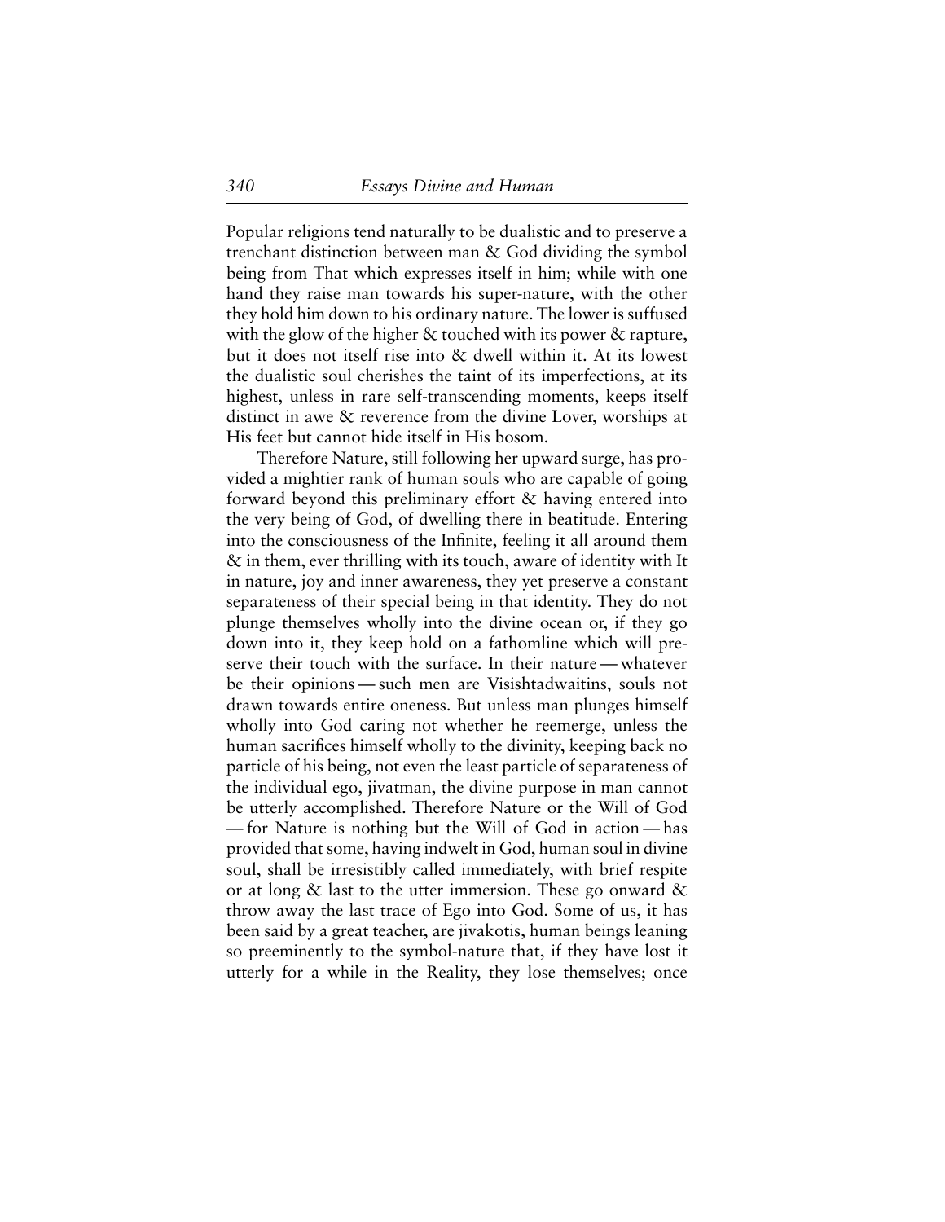Popular religions tend naturally to be dualistic and to preserve a trenchant distinction between man & God dividing the symbol being from That which expresses itself in him; while with one hand they raise man towards his super-nature, with the other they hold him down to his ordinary nature. The lower is suffused with the glow of the higher & touched with its power & rapture, but it does not itself rise into & dwell within it. At its lowest the dualistic soul cherishes the taint of its imperfections, at its highest, unless in rare self-transcending moments, keeps itself distinct in awe & reverence from the divine Lover, worships at His feet but cannot hide itself in His bosom.

Therefore Nature, still following her upward surge, has provided a mightier rank of human souls who are capable of going forward beyond this preliminary effort & having entered into the very being of God, of dwelling there in beatitude. Entering into the consciousness of the Infinite, feeling it all around them & in them, ever thrilling with its touch, aware of identity with It in nature, joy and inner awareness, they yet preserve a constant separateness of their special being in that identity. They do not plunge themselves wholly into the divine ocean or, if they go down into it, they keep hold on a fathomline which will preserve their touch with the surface. In their nature — whatever be their opinions — such men are Visishtadwaitins, souls not drawn towards entire oneness. But unless man plunges himself wholly into God caring not whether he reemerge, unless the human sacrifices himself wholly to the divinity, keeping back no particle of his being, not even the least particle of separateness of the individual ego, jivatman, the divine purpose in man cannot be utterly accomplished. Therefore Nature or the Will of God — for Nature is nothing but the Will of God in action — has provided that some, having indwelt in God, human soul in divine soul, shall be irresistibly called immediately, with brief respite or at long & last to the utter immersion. These go onward & throw away the last trace of Ego into God. Some of us, it has been said by a great teacher, are jivakotis, human beings leaning so preeminently to the symbol-nature that, if they have lost it utterly for a while in the Reality, they lose themselves; once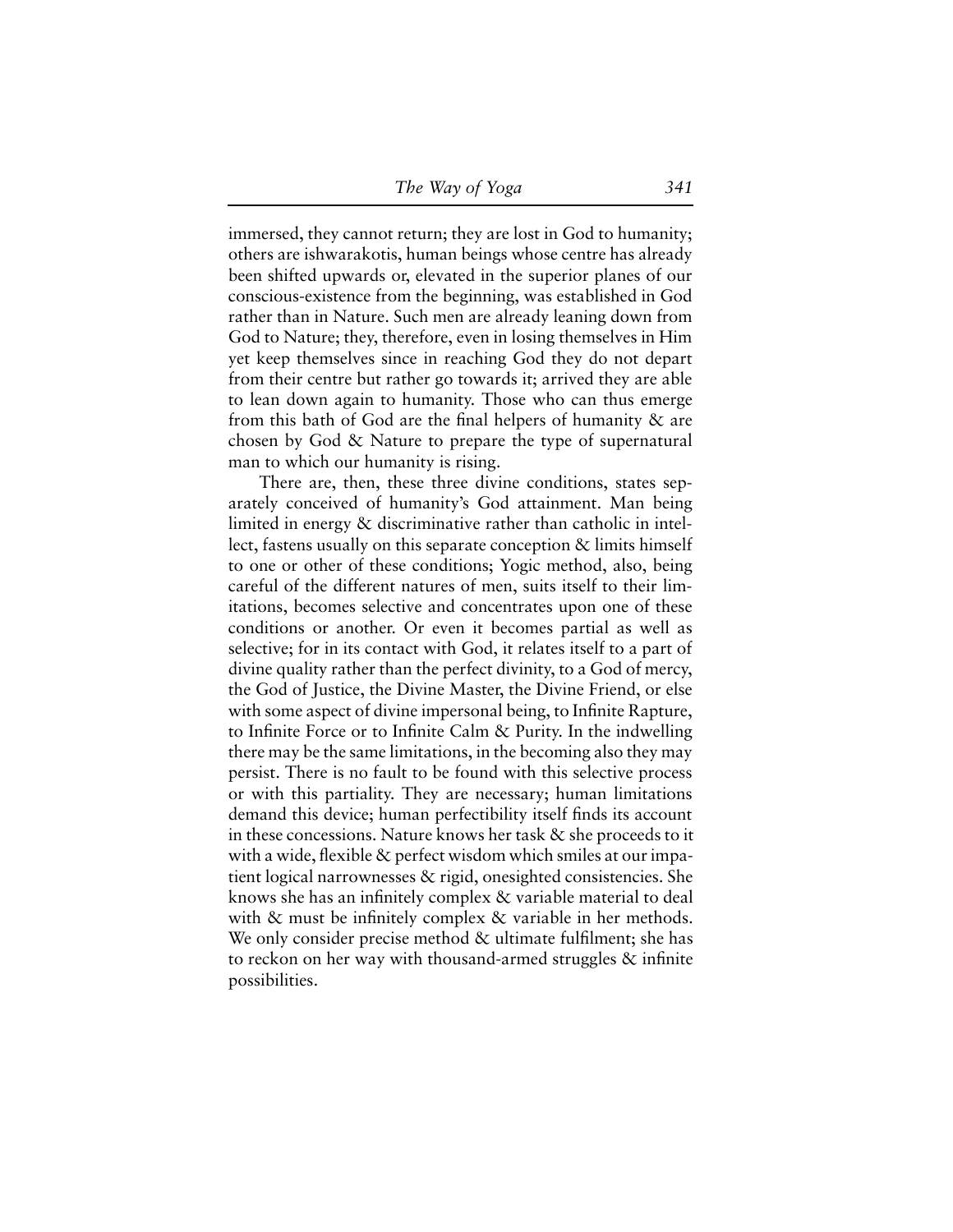immersed, they cannot return; they are lost in God to humanity; others are ishwarakotis, human beings whose centre has already been shifted upwards or, elevated in the superior planes of our conscious-existence from the beginning, was established in God rather than in Nature. Such men are already leaning down from God to Nature; they, therefore, even in losing themselves in Him yet keep themselves since in reaching God they do not depart from their centre but rather go towards it; arrived they are able to lean down again to humanity. Those who can thus emerge from this bath of God are the final helpers of humanity & are chosen by God & Nature to prepare the type of supernatural man to which our humanity is rising.

There are, then, these three divine conditions, states separately conceived of humanity's God attainment. Man being limited in energy & discriminative rather than catholic in intellect, fastens usually on this separate conception & limits himself to one or other of these conditions; Yogic method, also, being careful of the different natures of men, suits itself to their limitations, becomes selective and concentrates upon one of these conditions or another. Or even it becomes partial as well as selective; for in its contact with God, it relates itself to a part of divine quality rather than the perfect divinity, to a God of mercy, the God of Justice, the Divine Master, the Divine Friend, or else with some aspect of divine impersonal being, to Infinite Rapture, to Infinite Force or to Infinite Calm & Purity. In the indwelling there may be the same limitations, in the becoming also they may persist. There is no fault to be found with this selective process or with this partiality. They are necessary; human limitations demand this device; human perfectibility itself finds its account in these concessions. Nature knows her task & she proceeds to it with a wide, flexible & perfect wisdom which smiles at our impatient logical narrownesses & rigid, onesighted consistencies. She knows she has an infinitely complex & variable material to deal with & must be infinitely complex & variable in her methods. We only consider precise method & ultimate fulfilment; she has to reckon on her way with thousand-armed struggles & infinite possibilities.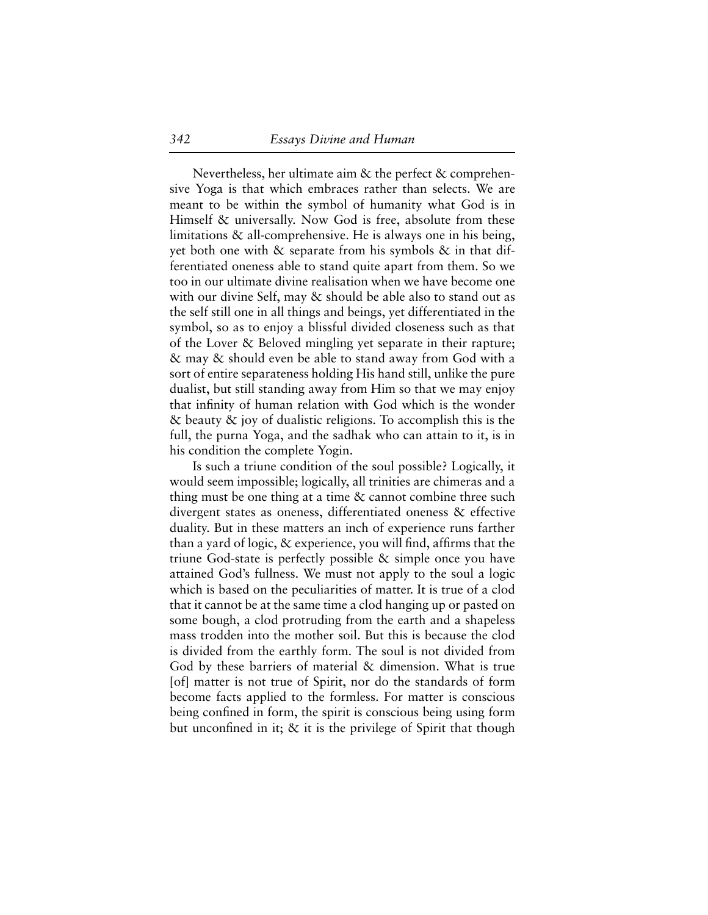Nevertheless, her ultimate aim & the perfect & comprehensive Yoga is that which embraces rather than selects. We are meant to be within the symbol of humanity what God is in Himself & universally. Now God is free, absolute from these limitations & all-comprehensive. He is always one in his being, yet both one with & separate from his symbols & in that differentiated oneness able to stand quite apart from them. So we too in our ultimate divine realisation when we have become one with our divine Self, may & should be able also to stand out as the self still one in all things and beings, yet differentiated in the symbol, so as to enjoy a blissful divided closeness such as that of the Lover & Beloved mingling yet separate in their rapture; & may & should even be able to stand away from God with a sort of entire separateness holding His hand still, unlike the pure dualist, but still standing away from Him so that we may enjoy that infinity of human relation with God which is the wonder & beauty & joy of dualistic religions. To accomplish this is the full, the purna Yoga, and the sadhak who can attain to it, is in his condition the complete Yogin.

Is such a triune condition of the soul possible? Logically, it would seem impossible; logically, all trinities are chimeras and a thing must be one thing at a time & cannot combine three such divergent states as oneness, differentiated oneness & effective duality. But in these matters an inch of experience runs farther than a yard of logic, & experience, you will find, affirms that the triune God-state is perfectly possible & simple once you have attained God's fullness. We must not apply to the soul a logic which is based on the peculiarities of matter. It is true of a clod that it cannot be at the same time a clod hanging up or pasted on some bough, a clod protruding from the earth and a shapeless mass trodden into the mother soil. But this is because the clod is divided from the earthly form. The soul is not divided from God by these barriers of material & dimension. What is true [of] matter is not true of Spirit, nor do the standards of form become facts applied to the formless. For matter is conscious being confined in form, the spirit is conscious being using form but unconfined in it; & it is the privilege of Spirit that though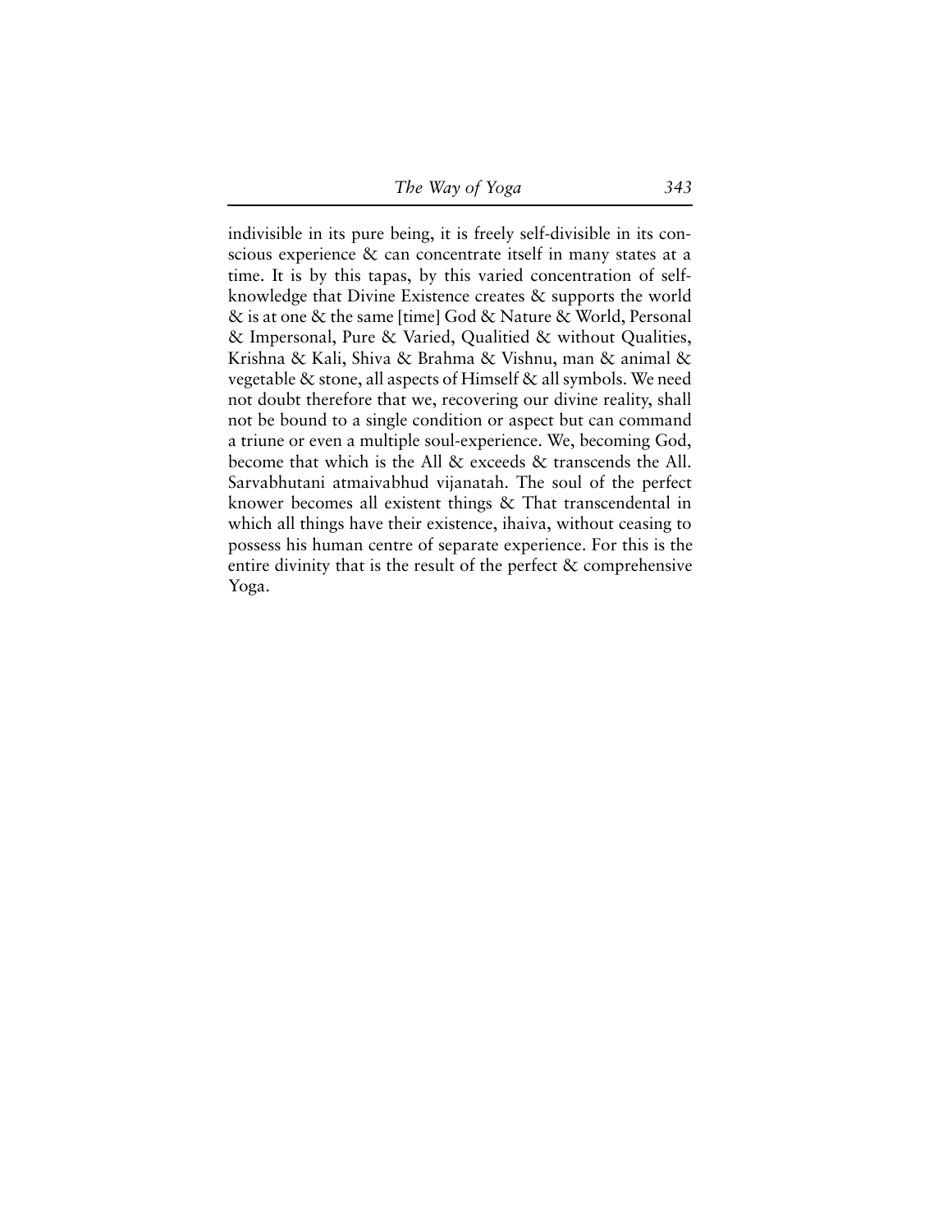indivisible in its pure being, it is freely self-divisible in its conscious experience & can concentrate itself in many states at a time. It is by this tapas, by this varied concentration of self-knowledge that Divine Existence creates & supports the world & is at one & the same [time] God & Nature & World, Personal & Impersonal, Pure & Varied, Qualitied & without Qualities, Krishna & Kali, Shiva & Brahma & Vishnu, man & animal & vegetable & stone, all aspects of Himself & all symbols. We need not doubt therefore that we, recovering our divine reality, shall not be bound to a single condition or aspect but can command a triune or even a multiple soul-experience. We, becoming God, become that which is the All & exceeds & transcends the All. Sarvabhutani atmaivabhud vijanatah. The soul of the perfect knower becomes all existent things & That transcendental in which all things have their existence, ihaiva, without ceasing to possess his human centre of separate experience. For this is the entire divinity that is the result of the perfect & comprehensive Yoga.